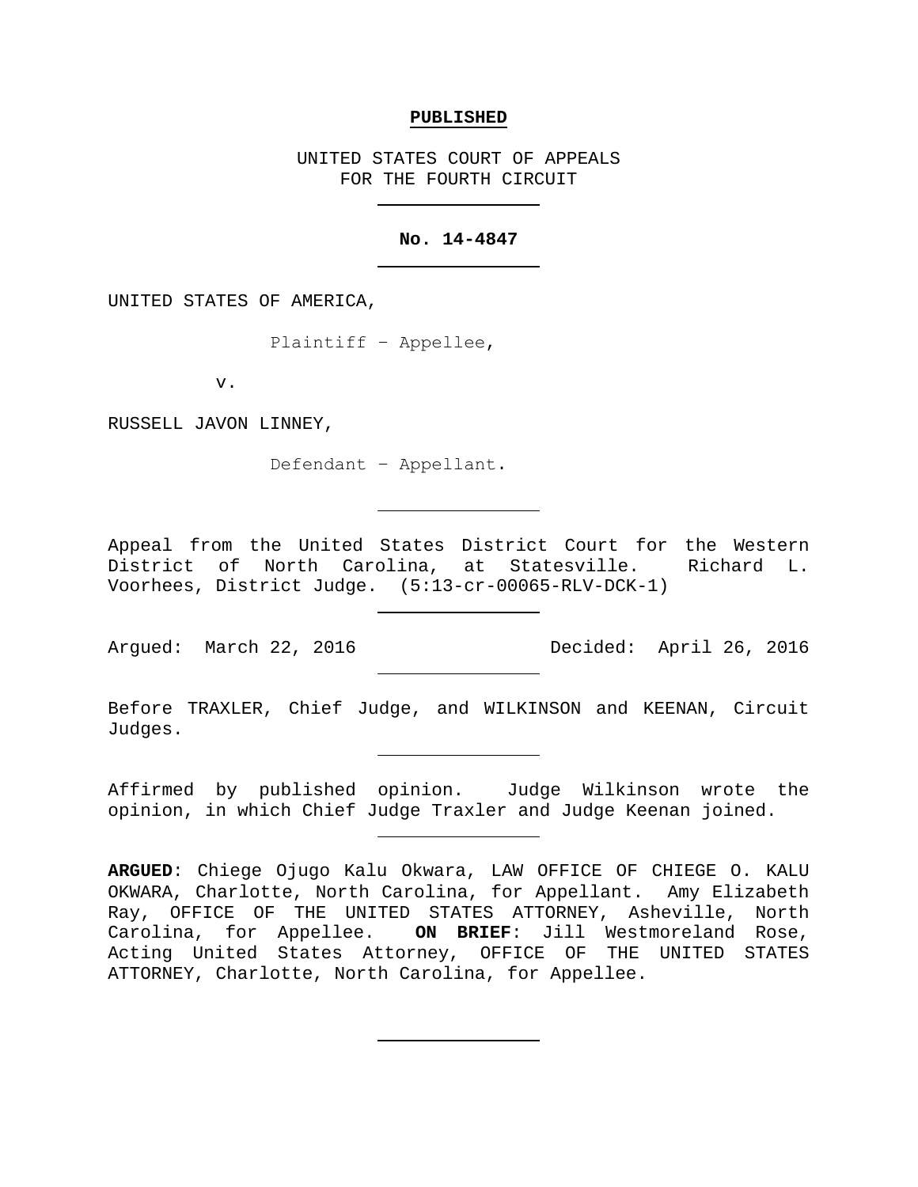**PUBLISHED**

UNITED STATES COURT OF APPEALS
FOR THE FOURTH CIRCUIT

---

**No. 14-4847**

---

UNITED STATES OF AMERICA,

Plaintiff – Appellee,

v.

RUSSELL JAVON LINNEY,

Defendant – Appellant.

---

Appeal from the United States District Court for the Western District of North Carolina, at Statesville. Richard L. Voorhees, District Judge. (5:13-cr-00065-RLV-DCK-1)

---

Argued: March 22, 2016 Decided: April 26, 2016

---

Before TRAXLER, Chief Judge, and WILKINSON and KEENAN, Circuit Judges.

---

Affirmed by published opinion. Judge Wilkinson wrote the opinion, in which Chief Judge Traxler and Judge Keenan joined.

---

**ARGUED**: Chiege Ojugo Kalu Okwara, LAW OFFICE OF CHIEGE O. KALU OKWARA, Charlotte, North Carolina, for Appellant. Amy Elizabeth Ray, OFFICE OF THE UNITED STATES ATTORNEY, Asheville, North Carolina, for Appellee. **ON BRIEF**: Jill Westmoreland Rose, Acting United States Attorney, OFFICE OF THE UNITED STATES ATTORNEY, Charlotte, North Carolina, for Appellee.

---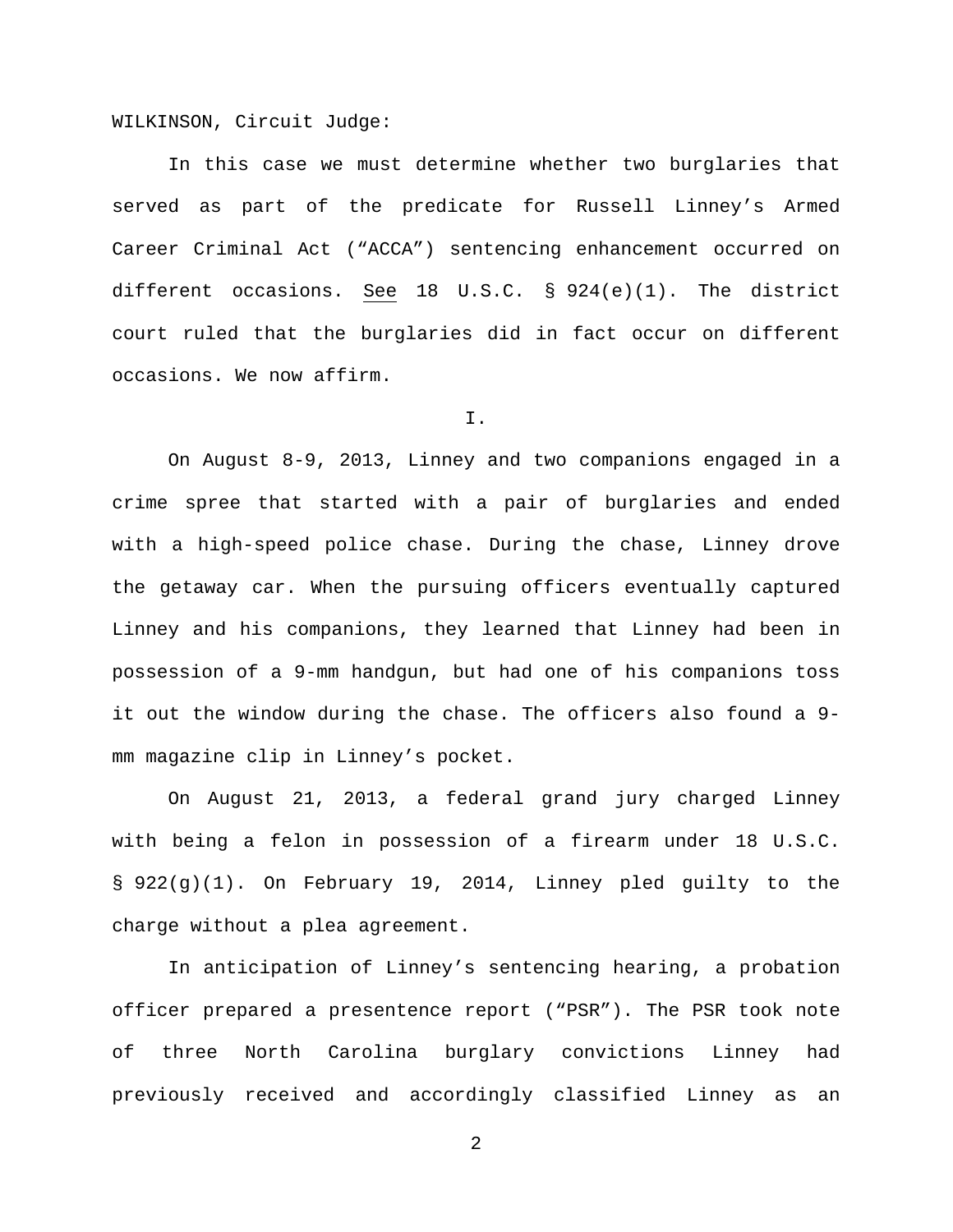WILKINSON, Circuit Judge:

In this case we must determine whether two burglaries that served as part of the predicate for Russell Linney's Armed Career Criminal Act ("ACCA") sentencing enhancement occurred on different occasions. See 18 U.S.C. § 924(e)(1). The district court ruled that the burglaries did in fact occur on different occasions. We now affirm.

I.

On August 8-9, 2013, Linney and two companions engaged in a crime spree that started with a pair of burglaries and ended with a high-speed police chase. During the chase, Linney drove the getaway car. When the pursuing officers eventually captured Linney and his companions, they learned that Linney had been in possession of a 9-mm handgun, but had one of his companions toss it out the window during the chase. The officers also found a 9-mm magazine clip in Linney's pocket.

On August 21, 2013, a federal grand jury charged Linney with being a felon in possession of a firearm under 18 U.S.C. § 922(g)(1). On February 19, 2014, Linney pled guilty to the charge without a plea agreement.

In anticipation of Linney's sentencing hearing, a probation officer prepared a presentence report ("PSR"). The PSR took note of three North Carolina burglary convictions Linney had previously received and accordingly classified Linney as an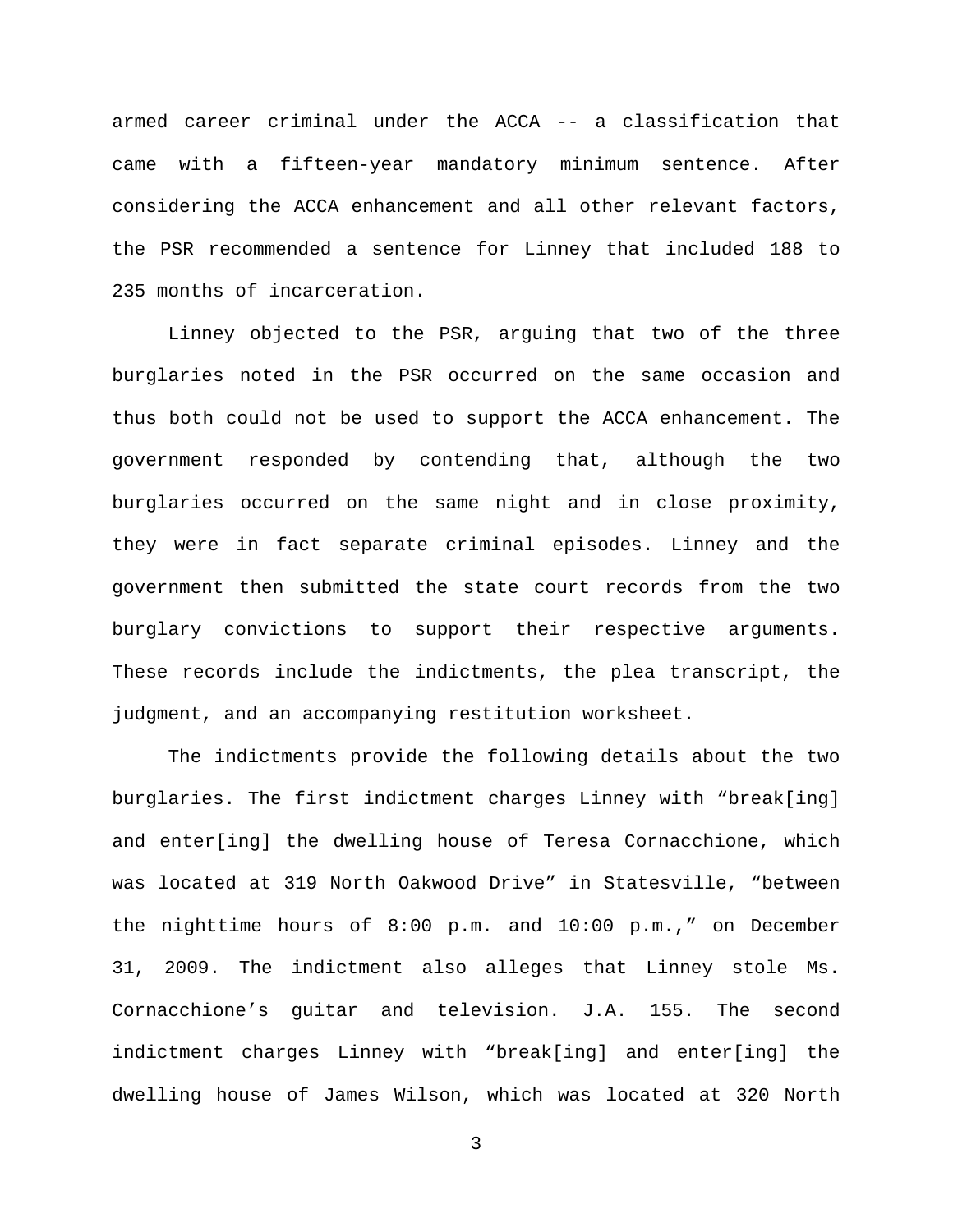armed career criminal under the ACCA -- a classification that came with a fifteen-year mandatory minimum sentence. After considering the ACCA enhancement and all other relevant factors, the PSR recommended a sentence for Linney that included 188 to 235 months of incarceration.

Linney objected to the PSR, arguing that two of the three burglaries noted in the PSR occurred on the same occasion and thus both could not be used to support the ACCA enhancement. The government responded by contending that, although the two burglaries occurred on the same night and in close proximity, they were in fact separate criminal episodes. Linney and the government then submitted the state court records from the two burglary convictions to support their respective arguments. These records include the indictments, the plea transcript, the judgment, and an accompanying restitution worksheet.

The indictments provide the following details about the two burglaries. The first indictment charges Linney with "break[ing] and enter[ing] the dwelling house of Teresa Cornacchione, which was located at 319 North Oakwood Drive" in Statesville, "between the nighttime hours of 8:00 p.m. and 10:00 p.m.," on December 31, 2009. The indictment also alleges that Linney stole Ms. Cornacchione's guitar and television. J.A. 155. The second indictment charges Linney with "break[ing] and enter[ing] the dwelling house of James Wilson, which was located at 320 North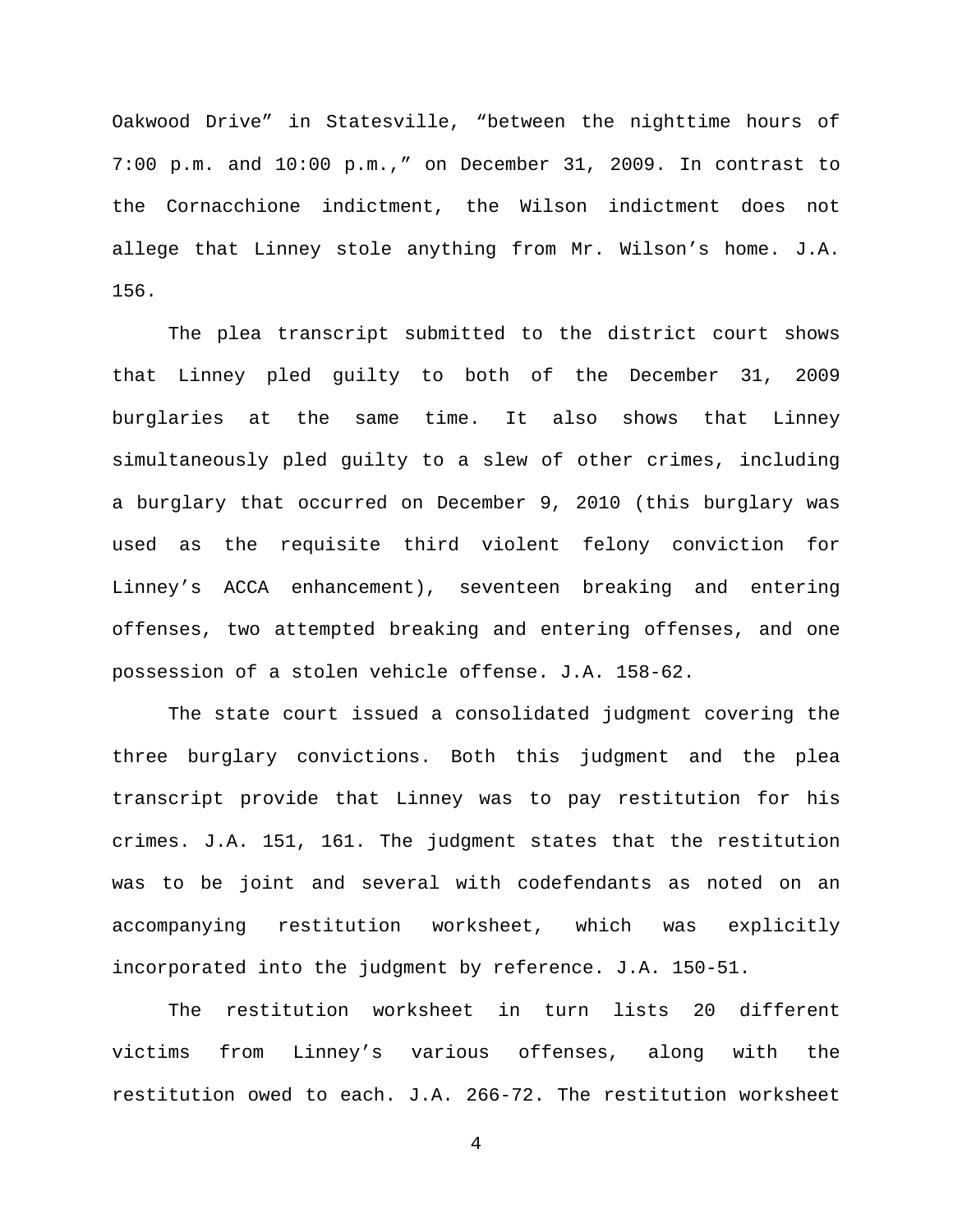Oakwood Drive" in Statesville, "between the nighttime hours of 7:00 p.m. and 10:00 p.m.," on December 31, 2009. In contrast to the Cornacchione indictment, the Wilson indictment does not allege that Linney stole anything from Mr. Wilson's home. J.A. 156.

The plea transcript submitted to the district court shows that Linney pled guilty to both of the December 31, 2009 burglaries at the same time. It also shows that Linney simultaneously pled guilty to a slew of other crimes, including a burglary that occurred on December 9, 2010 (this burglary was used as the requisite third violent felony conviction for Linney's ACCA enhancement), seventeen breaking and entering offenses, two attempted breaking and entering offenses, and one possession of a stolen vehicle offense. J.A. 158-62.

The state court issued a consolidated judgment covering the three burglary convictions. Both this judgment and the plea transcript provide that Linney was to pay restitution for his crimes. J.A. 151, 161. The judgment states that the restitution was to be joint and several with codefendants as noted on an accompanying restitution worksheet, which was explicitly incorporated into the judgment by reference. J.A. 150-51.

The restitution worksheet in turn lists 20 different victims from Linney's various offenses, along with the restitution owed to each. J.A. 266-72. The restitution worksheet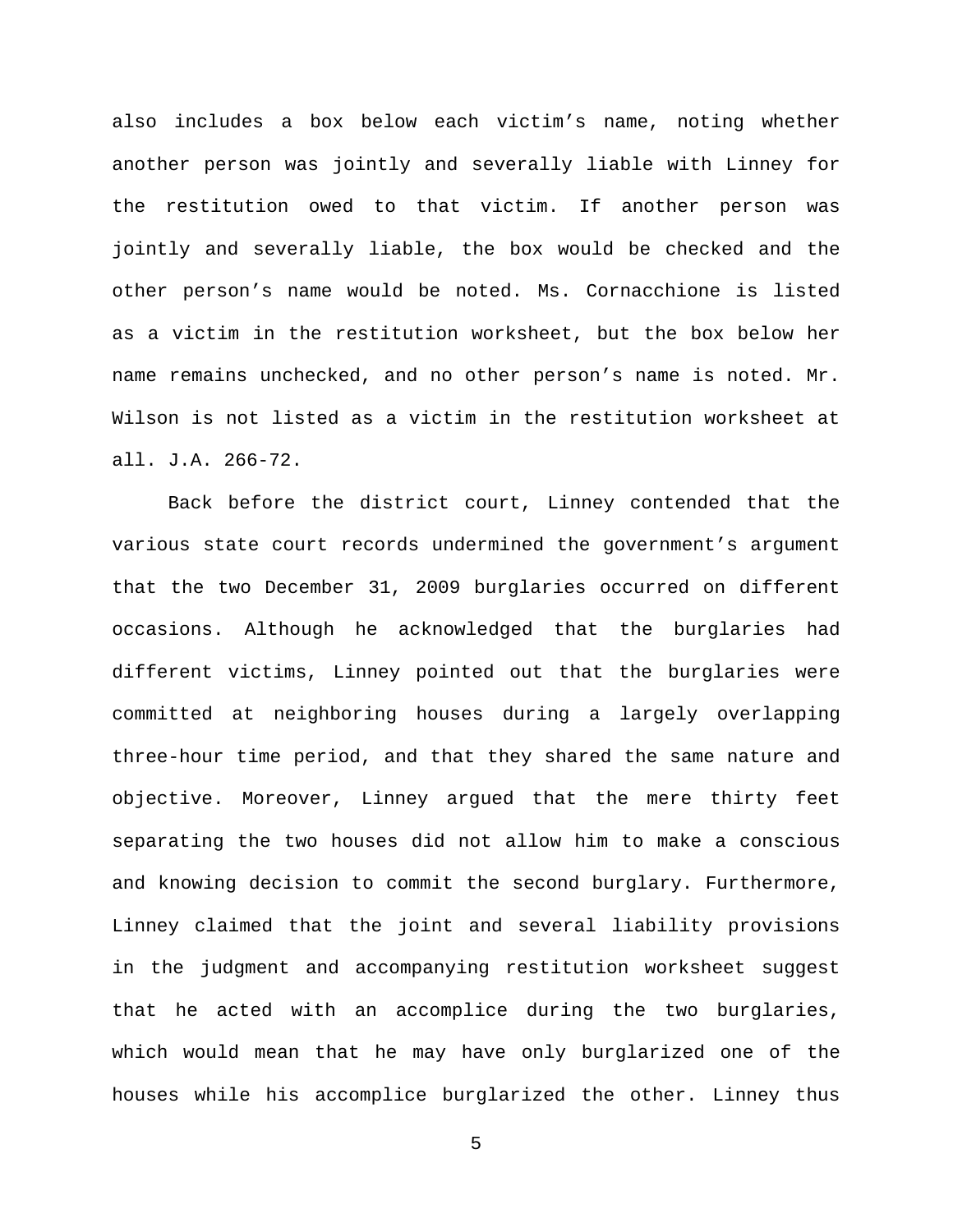also includes a box below each victim's name, noting whether another person was jointly and severally liable with Linney for the restitution owed to that victim. If another person was jointly and severally liable, the box would be checked and the other person's name would be noted. Ms. Cornacchione is listed as a victim in the restitution worksheet, but the box below her name remains unchecked, and no other person's name is noted. Mr. Wilson is not listed as a victim in the restitution worksheet at all. J.A. 266-72.

Back before the district court, Linney contended that the various state court records undermined the government's argument that the two December 31, 2009 burglaries occurred on different occasions. Although he acknowledged that the burglaries had different victims, Linney pointed out that the burglaries were committed at neighboring houses during a largely overlapping three-hour time period, and that they shared the same nature and objective. Moreover, Linney argued that the mere thirty feet separating the two houses did not allow him to make a conscious and knowing decision to commit the second burglary. Furthermore, Linney claimed that the joint and several liability provisions in the judgment and accompanying restitution worksheet suggest that he acted with an accomplice during the two burglaries, which would mean that he may have only burglarized one of the houses while his accomplice burglarized the other. Linney thus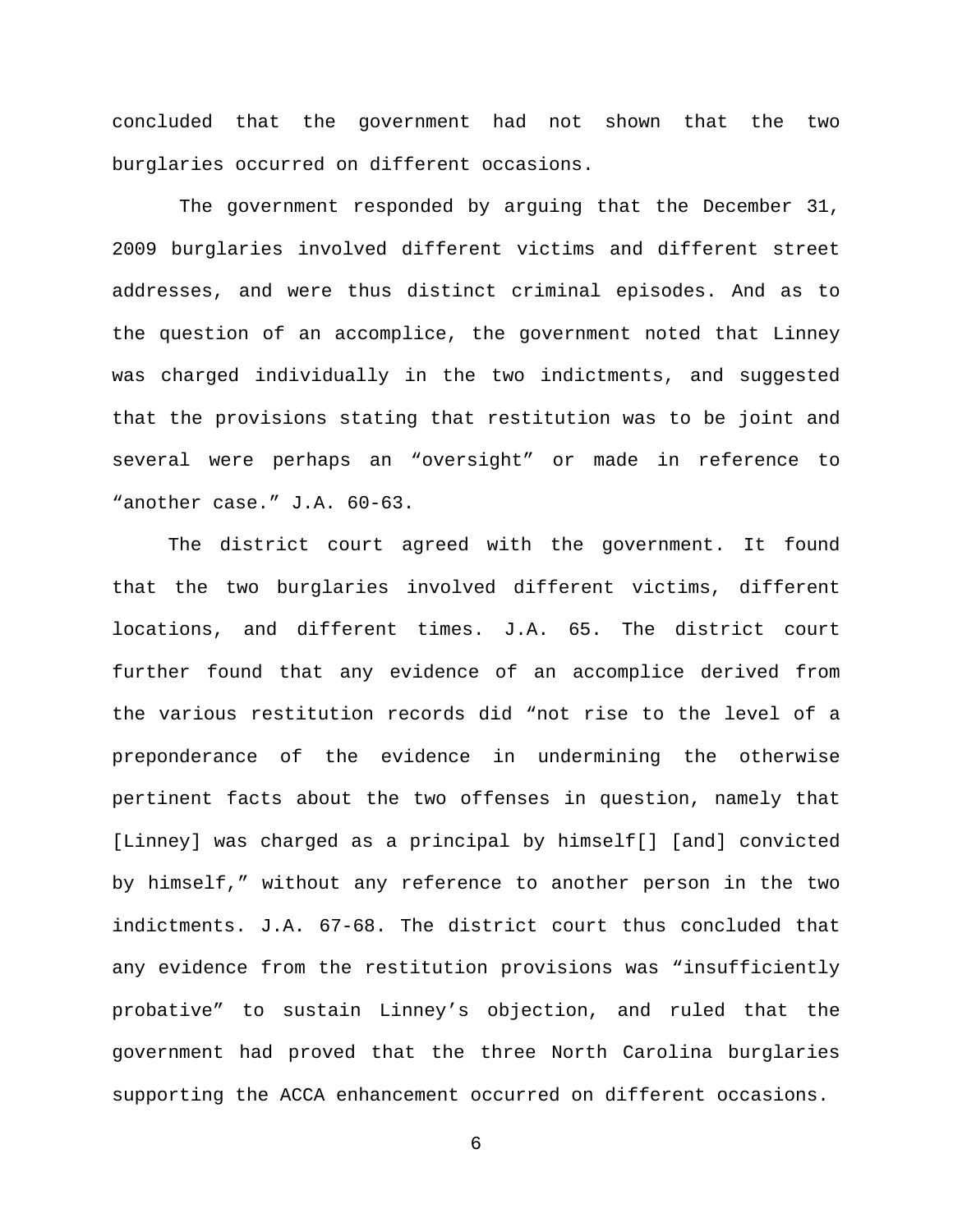concluded that the government had not shown that the two burglaries occurred on different occasions.

The government responded by arguing that the December 31, 2009 burglaries involved different victims and different street addresses, and were thus distinct criminal episodes. And as to the question of an accomplice, the government noted that Linney was charged individually in the two indictments, and suggested that the provisions stating that restitution was to be joint and several were perhaps an "oversight" or made in reference to "another case." J.A. 60-63.

The district court agreed with the government. It found that the two burglaries involved different victims, different locations, and different times. J.A. 65. The district court further found that any evidence of an accomplice derived from the various restitution records did "not rise to the level of a preponderance of the evidence in undermining the otherwise pertinent facts about the two offenses in question, namely that [Linney] was charged as a principal by himself[] [and] convicted by himself," without any reference to another person in the two indictments. J.A. 67-68. The district court thus concluded that any evidence from the restitution provisions was "insufficiently probative" to sustain Linney's objection, and ruled that the government had proved that the three North Carolina burglaries supporting the ACCA enhancement occurred on different occasions.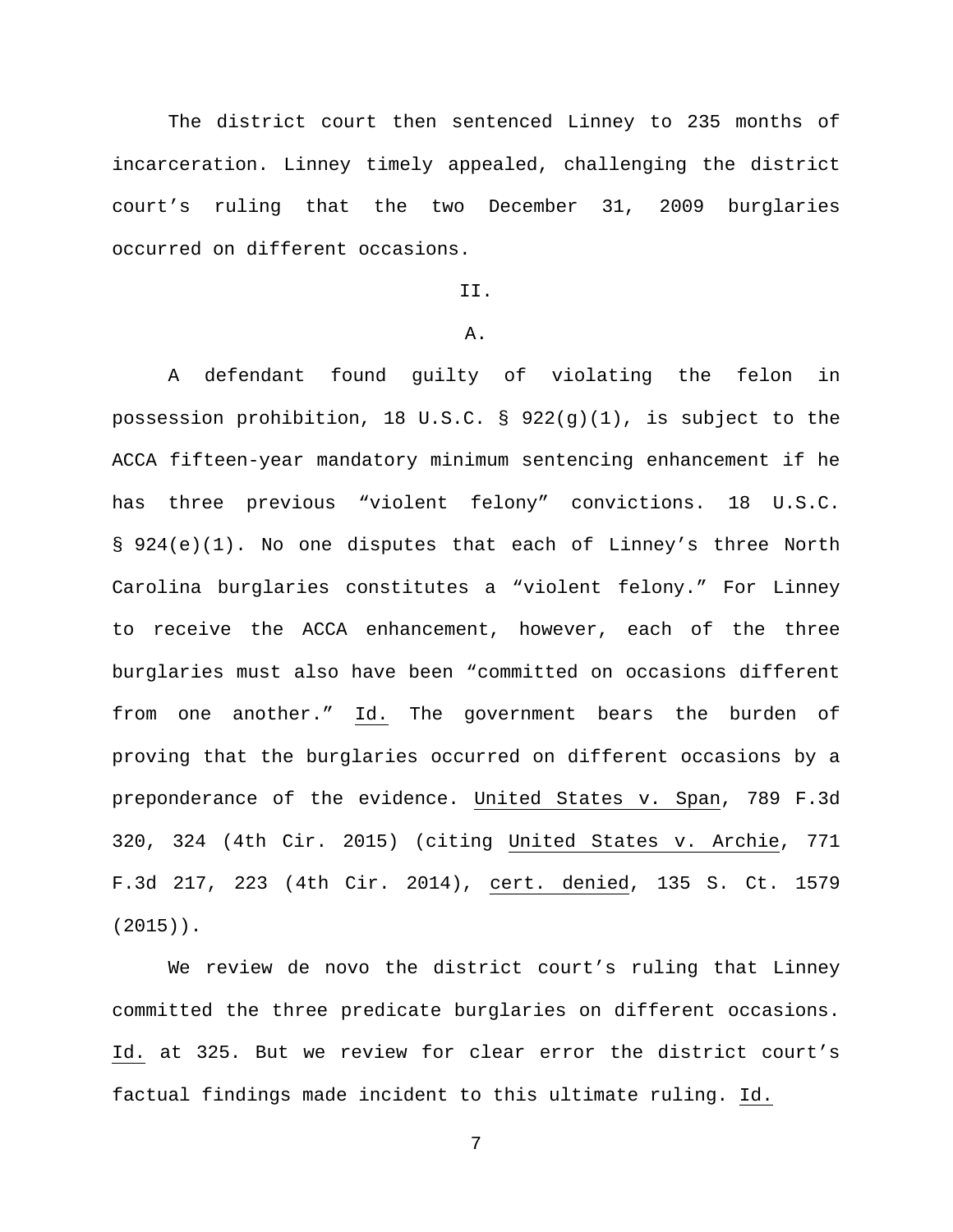The district court then sentenced Linney to 235 months of incarceration. Linney timely appealed, challenging the district court's ruling that the two December 31, 2009 burglaries occurred on different occasions.

## II.

### A.

A defendant found guilty of violating the felon in possession prohibition, 18 U.S.C. § 922(g)(1), is subject to the ACCA fifteen-year mandatory minimum sentencing enhancement if he has three previous "violent felony" convictions. 18 U.S.C. § 924(e)(1). No one disputes that each of Linney's three North Carolina burglaries constitutes a "violent felony." For Linney to receive the ACCA enhancement, however, each of the three burglaries must also have been "committed on occasions different from one another." Id. The government bears the burden of proving that the burglaries occurred on different occasions by a preponderance of the evidence. United States v. Span, 789 F.3d 320, 324 (4th Cir. 2015) (citing United States v. Archie, 771 F.3d 217, 223 (4th Cir. 2014), cert. denied, 135 S. Ct. 1579 (2015)).

We review de novo the district court's ruling that Linney committed the three predicate burglaries on different occasions. Id. at 325. But we review for clear error the district court's factual findings made incident to this ultimate ruling. Id.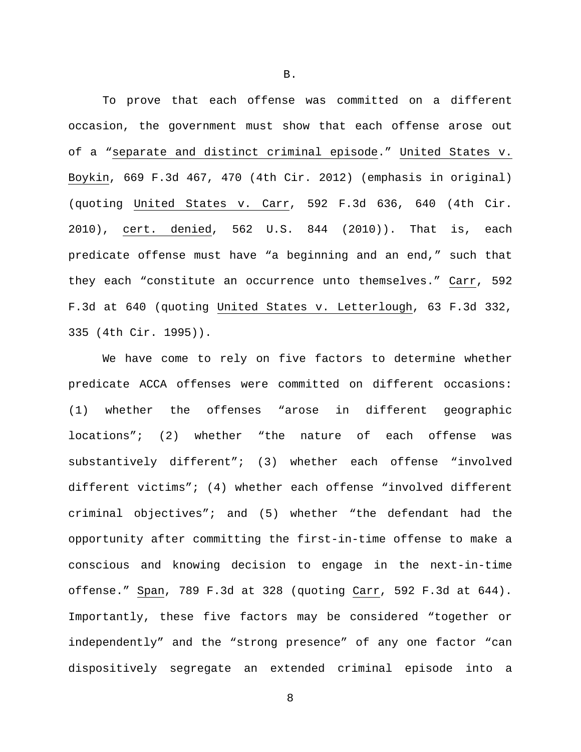B.

To prove that each offense was committed on a different occasion, the government must show that each offense arose out of a "separate and distinct criminal episode." United States v. Boykin, 669 F.3d 467, 470 (4th Cir. 2012) (emphasis in original) (quoting United States v. Carr, 592 F.3d 636, 640 (4th Cir. 2010), cert. denied, 562 U.S. 844 (2010)). That is, each predicate offense must have "a beginning and an end," such that they each "constitute an occurrence unto themselves." Carr, 592 F.3d at 640 (quoting United States v. Letterlough, 63 F.3d 332, 335 (4th Cir. 1995)).

We have come to rely on five factors to determine whether predicate ACCA offenses were committed on different occasions: (1) whether the offenses "arose in different geographic locations"; (2) whether "the nature of each offense was substantively different"; (3) whether each offense "involved different victims"; (4) whether each offense "involved different criminal objectives"; and (5) whether "the defendant had the opportunity after committing the first-in-time offense to make a conscious and knowing decision to engage in the next-in-time offense." Span, 789 F.3d at 328 (quoting Carr, 592 F.3d at 644). Importantly, these five factors may be considered "together or independently" and the "strong presence" of any one factor "can dispositively segregate an extended criminal episode into a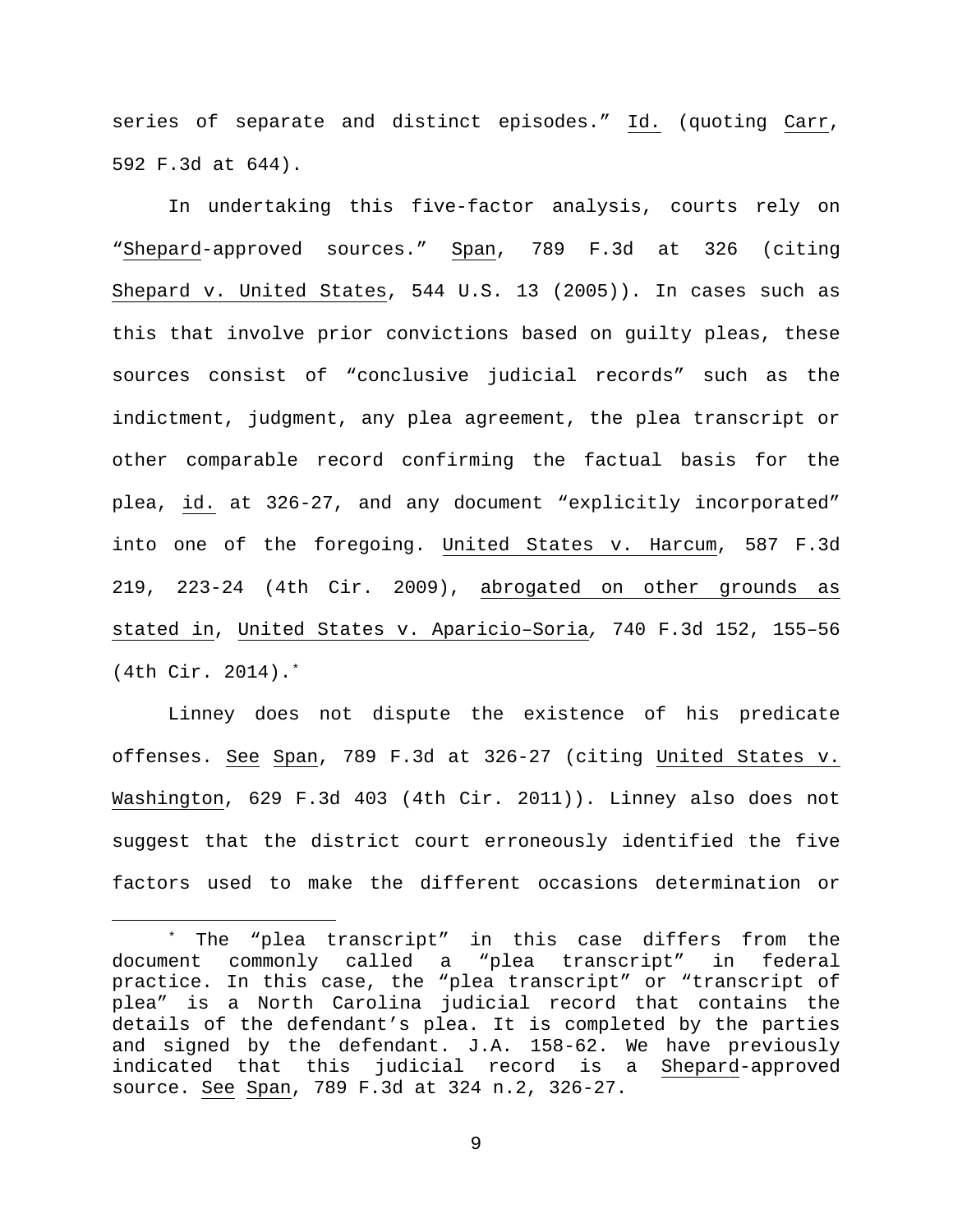series of separate and distinct episodes." Id. (quoting Carr, 592 F.3d at 644).

In undertaking this five-factor analysis, courts rely on "Shepard-approved sources." Span, 789 F.3d at 326 (citing Shepard v. United States, 544 U.S. 13 (2005)). In cases such as this that involve prior convictions based on guilty pleas, these sources consist of "conclusive judicial records" such as the indictment, judgment, any plea agreement, the plea transcript or other comparable record confirming the factual basis for the plea, id. at 326-27, and any document "explicitly incorporated" into one of the foregoing. United States v. Harcum, 587 F.3d 219, 223-24 (4th Cir. 2009), abrogated on other grounds as stated in, United States v. Aparicio–Soria, 740 F.3d 152, 155–56 (4th Cir. 2014).*

Linney does not dispute the existence of his predicate offenses. See Span, 789 F.3d at 326-27 (citing United States v. Washington, 629 F.3d 403 (4th Cir. 2011)). Linney also does not suggest that the district court erroneously identified the five factors used to make the different occasions determination or

---

* The "plea transcript" in this case differs from the document commonly called a "plea transcript" in federal practice. In this case, the "plea transcript" or "transcript of plea" is a North Carolina judicial record that contains the details of the defendant's plea. It is completed by the parties and signed by the defendant. J.A. 158-62. We have previously indicated that this judicial record is a Shepard-approved source. See Span, 789 F.3d at 324 n.2, 326-27.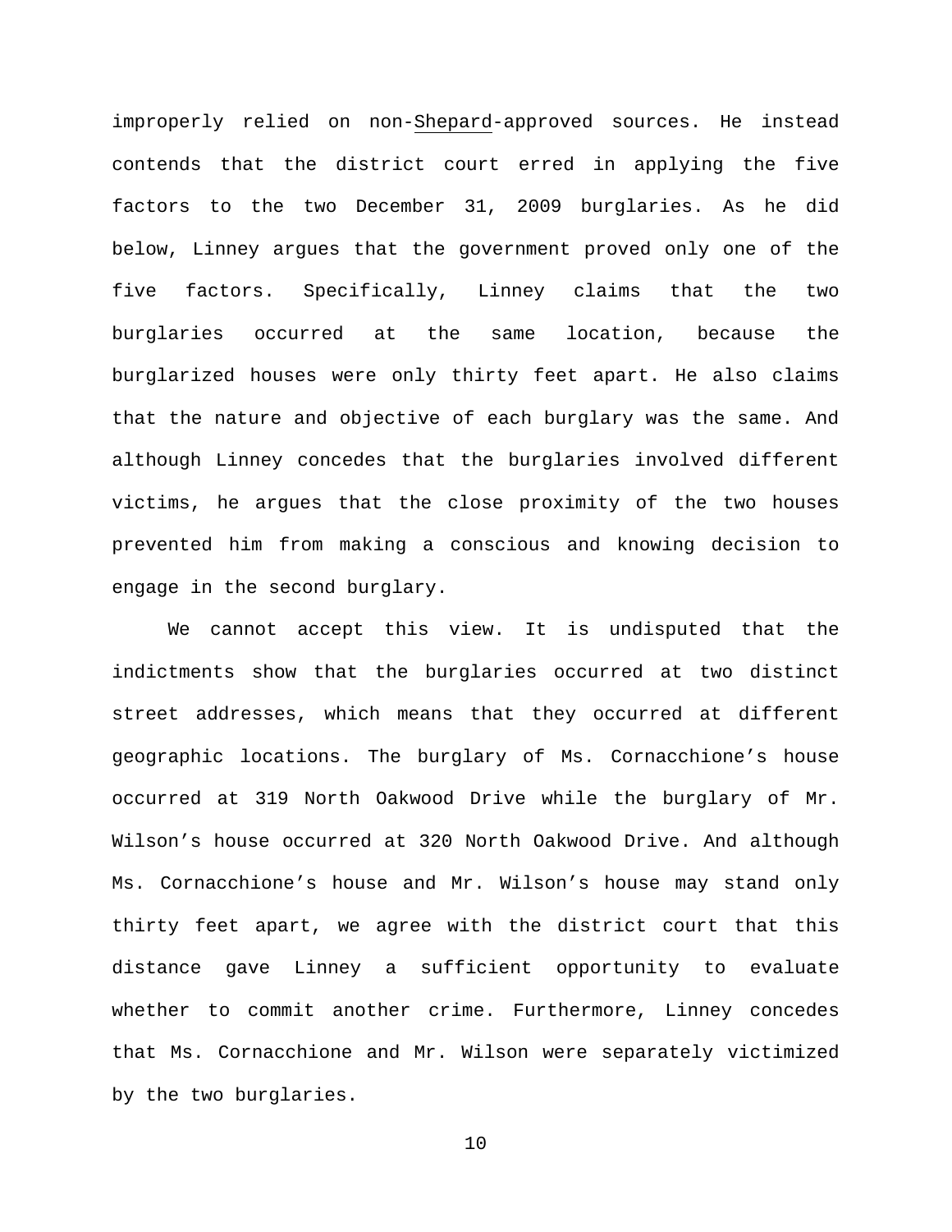improperly relied on non-Shepard-approved sources. He instead contends that the district court erred in applying the five factors to the two December 31, 2009 burglaries. As he did below, Linney argues that the government proved only one of the five factors. Specifically, Linney claims that the two burglaries occurred at the same location, because the burglarized houses were only thirty feet apart. He also claims that the nature and objective of each burglary was the same. And although Linney concedes that the burglaries involved different victims, he argues that the close proximity of the two houses prevented him from making a conscious and knowing decision to engage in the second burglary.

We cannot accept this view. It is undisputed that the indictments show that the burglaries occurred at two distinct street addresses, which means that they occurred at different geographic locations. The burglary of Ms. Cornacchione's house occurred at 319 North Oakwood Drive while the burglary of Mr. Wilson's house occurred at 320 North Oakwood Drive. And although Ms. Cornacchione's house and Mr. Wilson's house may stand only thirty feet apart, we agree with the district court that this distance gave Linney a sufficient opportunity to evaluate whether to commit another crime. Furthermore, Linney concedes that Ms. Cornacchione and Mr. Wilson were separately victimized by the two burglaries.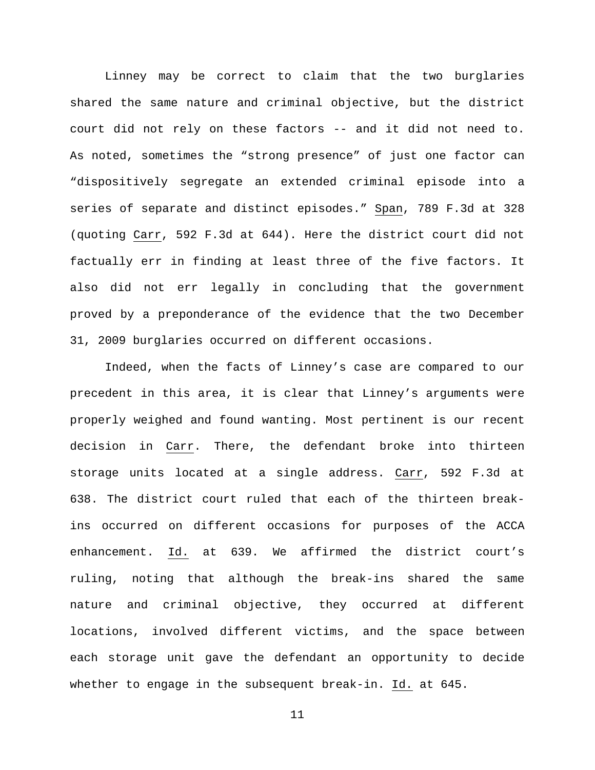Linney may be correct to claim that the two burglaries shared the same nature and criminal objective, but the district court did not rely on these factors -- and it did not need to. As noted, sometimes the “strong presence” of just one factor can “dispositively segregate an extended criminal episode into a series of separate and distinct episodes.” Span, 789 F.3d at 328 (quoting Carr, 592 F.3d at 644). Here the district court did not factually err in finding at least three of the five factors. It also did not err legally in concluding that the government proved by a preponderance of the evidence that the two December 31, 2009 burglaries occurred on different occasions.

Indeed, when the facts of Linney’s case are compared to our precedent in this area, it is clear that Linney’s arguments were properly weighed and found wanting. Most pertinent is our recent decision in Carr. There, the defendant broke into thirteen storage units located at a single address. Carr, 592 F.3d at 638. The district court ruled that each of the thirteen break-ins occurred on different occasions for purposes of the ACCA enhancement. Id. at 639. We affirmed the district court’s ruling, noting that although the break-ins shared the same nature and criminal objective, they occurred at different locations, involved different victims, and the space between each storage unit gave the defendant an opportunity to decide whether to engage in the subsequent break-in. Id. at 645.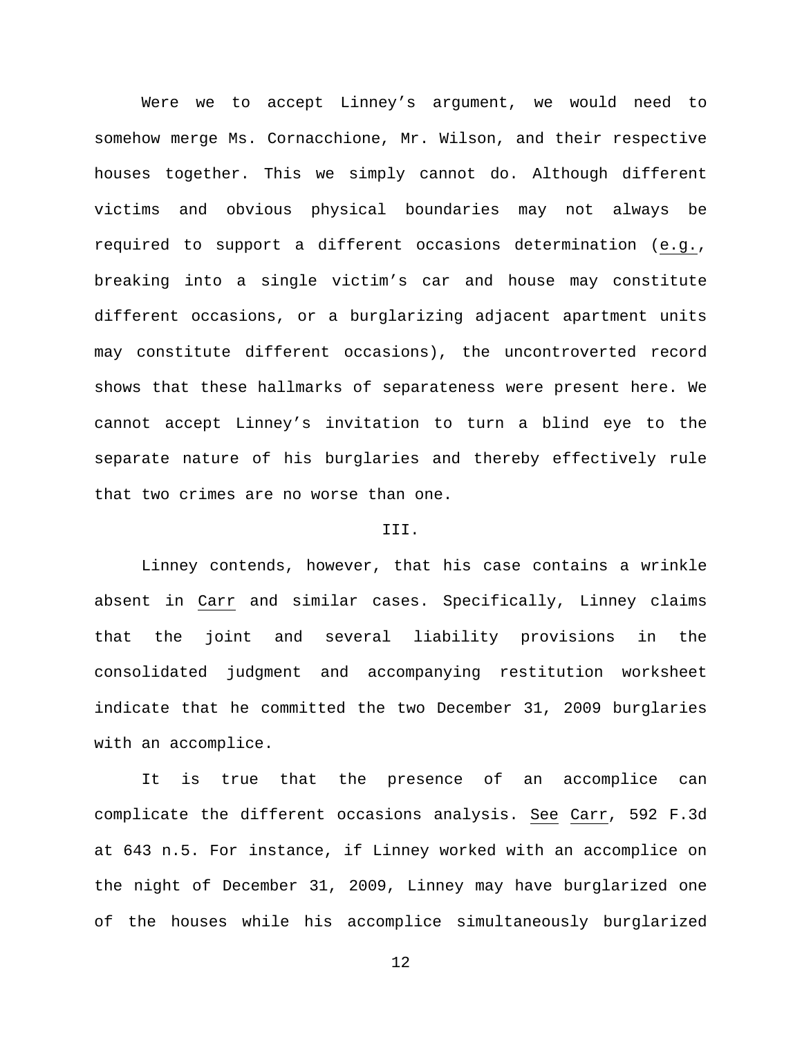Were we to accept Linney's argument, we would need to somehow merge Ms. Cornacchione, Mr. Wilson, and their respective houses together. This we simply cannot do. Although different victims and obvious physical boundaries may not always be required to support a different occasions determination (e.g., breaking into a single victim's car and house may constitute different occasions, or a burglarizing adjacent apartment units may constitute different occasions), the uncontroverted record shows that these hallmarks of separateness were present here. We cannot accept Linney's invitation to turn a blind eye to the separate nature of his burglaries and thereby effectively rule that two crimes are no worse than one.

III.

Linney contends, however, that his case contains a wrinkle absent in Carr and similar cases. Specifically, Linney claims that the joint and several liability provisions in the consolidated judgment and accompanying restitution worksheet indicate that he committed the two December 31, 2009 burglaries with an accomplice.

It is true that the presence of an accomplice can complicate the different occasions analysis. See Carr, 592 F.3d at 643 n.5. For instance, if Linney worked with an accomplice on the night of December 31, 2009, Linney may have burglarized one of the houses while his accomplice simultaneously burglarized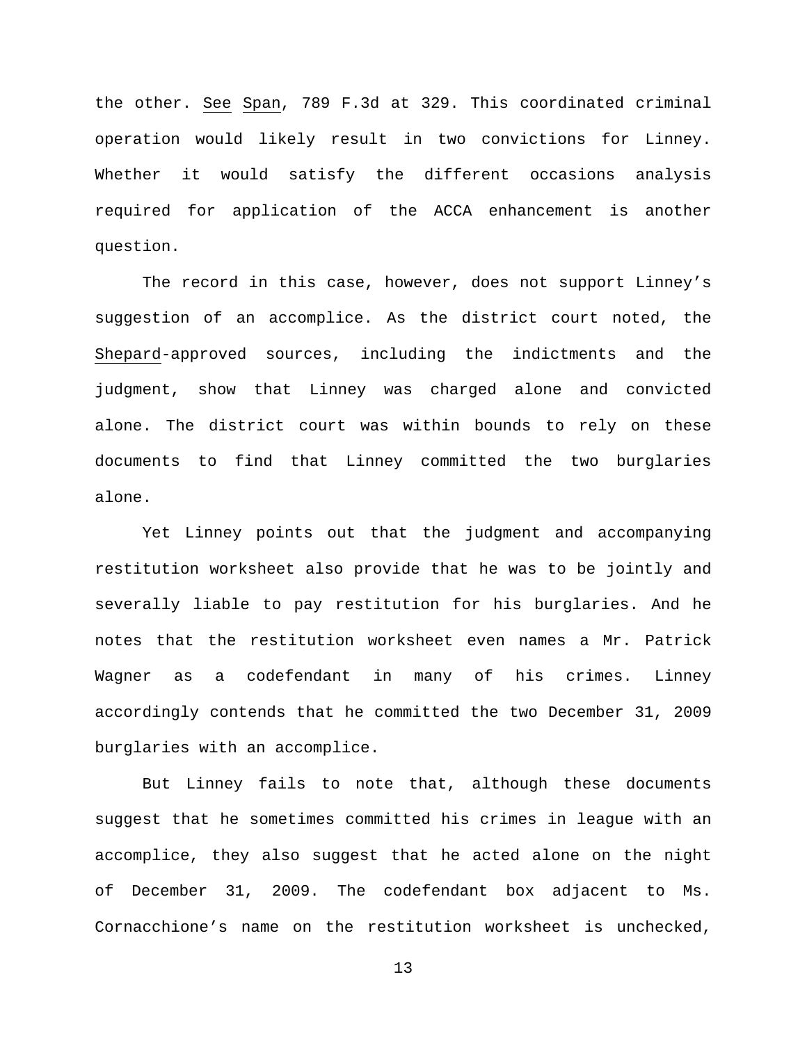the other. See Span, 789 F.3d at 329. This coordinated criminal operation would likely result in two convictions for Linney. Whether it would satisfy the different occasions analysis required for application of the ACCA enhancement is another question.

The record in this case, however, does not support Linney's suggestion of an accomplice. As the district court noted, the Shepard-approved sources, including the indictments and the judgment, show that Linney was charged alone and convicted alone. The district court was within bounds to rely on these documents to find that Linney committed the two burglaries alone.

Yet Linney points out that the judgment and accompanying restitution worksheet also provide that he was to be jointly and severally liable to pay restitution for his burglaries. And he notes that the restitution worksheet even names a Mr. Patrick Wagner as a codefendant in many of his crimes. Linney accordingly contends that he committed the two December 31, 2009 burglaries with an accomplice.

But Linney fails to note that, although these documents suggest that he sometimes committed his crimes in league with an accomplice, they also suggest that he acted alone on the night of December 31, 2009. The codefendant box adjacent to Ms. Cornacchione's name on the restitution worksheet is unchecked,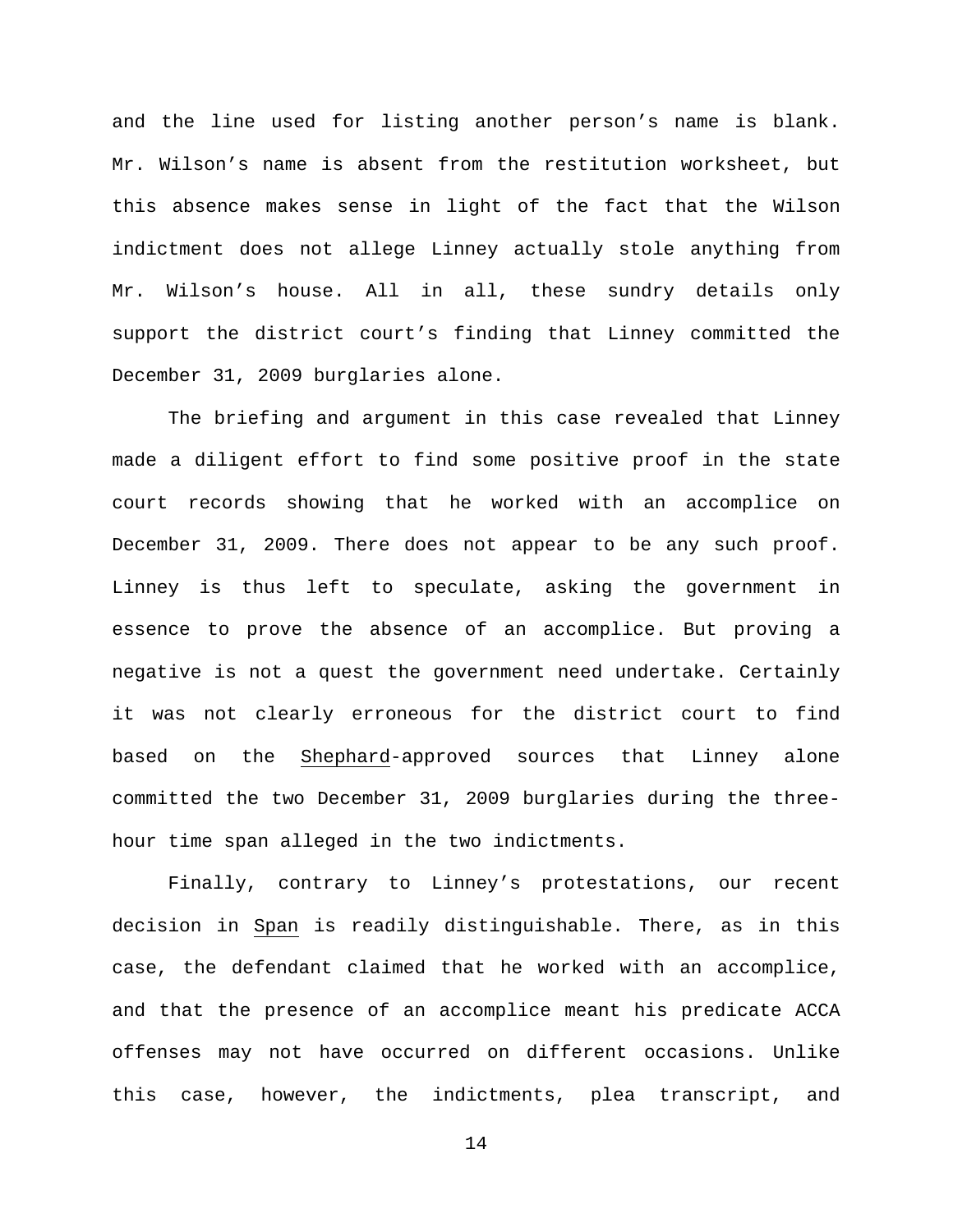and the line used for listing another person's name is blank. Mr. Wilson's name is absent from the restitution worksheet, but this absence makes sense in light of the fact that the Wilson indictment does not allege Linney actually stole anything from Mr. Wilson's house. All in all, these sundry details only support the district court's finding that Linney committed the December 31, 2009 burglaries alone.

The briefing and argument in this case revealed that Linney made a diligent effort to find some positive proof in the state court records showing that he worked with an accomplice on December 31, 2009. There does not appear to be any such proof. Linney is thus left to speculate, asking the government in essence to prove the absence of an accomplice. But proving a negative is not a quest the government need undertake. Certainly it was not clearly erroneous for the district court to find based on the Shephard-approved sources that Linney alone committed the two December 31, 2009 burglaries during the three-hour time span alleged in the two indictments.

Finally, contrary to Linney's protestations, our recent decision in Span is readily distinguishable. There, as in this case, the defendant claimed that he worked with an accomplice, and that the presence of an accomplice meant his predicate ACCA offenses may not have occurred on different occasions. Unlike this case, however, the indictments, plea transcript, and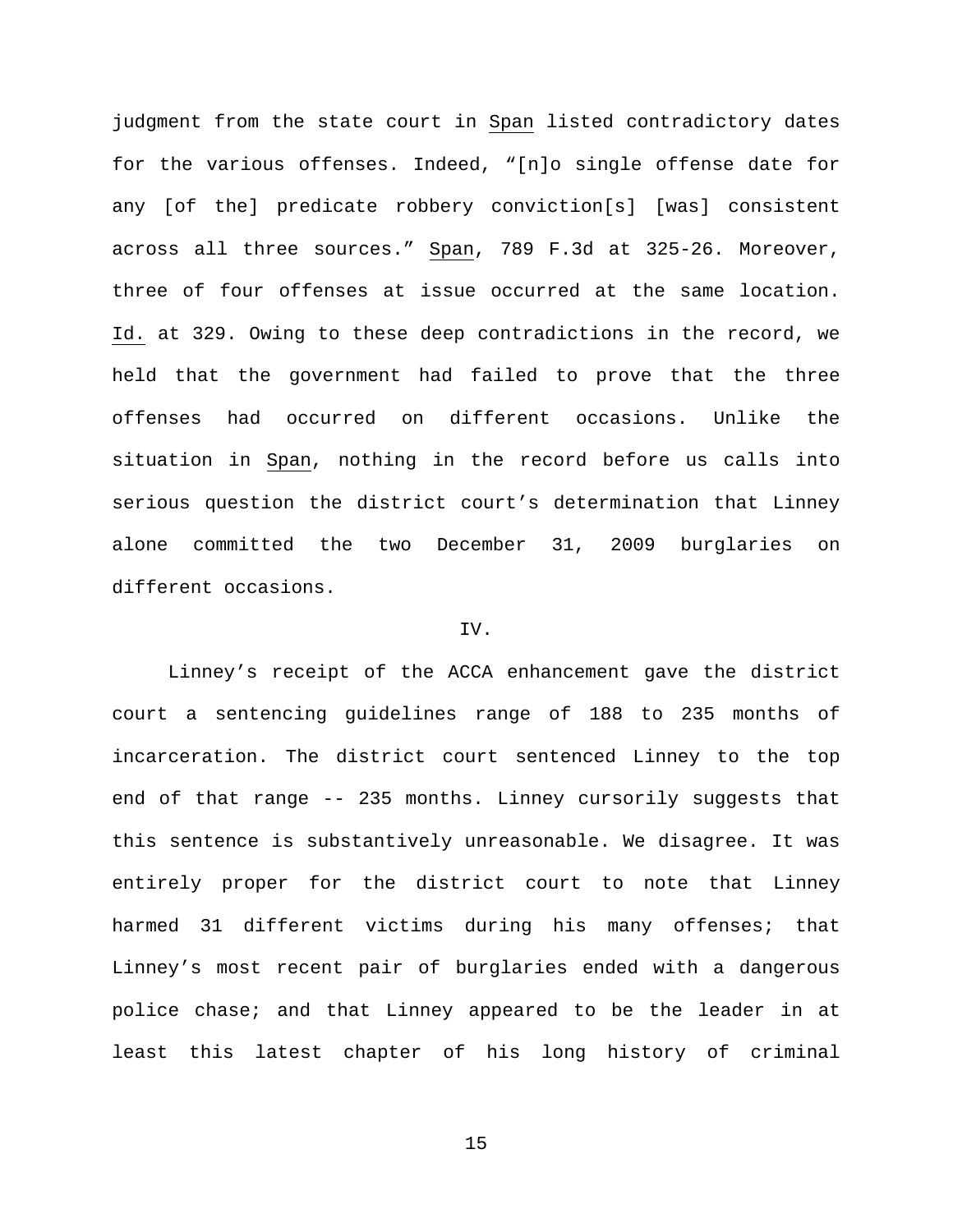judgment from the state court in Span listed contradictory dates for the various offenses. Indeed, "[n]o single offense date for any [of the] predicate robbery conviction[s] [was] consistent across all three sources." Span, 789 F.3d at 325-26. Moreover, three of four offenses at issue occurred at the same location. Id. at 329. Owing to these deep contradictions in the record, we held that the government had failed to prove that the three offenses had occurred on different occasions. Unlike the situation in Span, nothing in the record before us calls into serious question the district court's determination that Linney alone committed the two December 31, 2009 burglaries on different occasions.

## IV.

Linney's receipt of the ACCA enhancement gave the district court a sentencing guidelines range of 188 to 235 months of incarceration. The district court sentenced Linney to the top end of that range -- 235 months. Linney cursorily suggests that this sentence is substantively unreasonable. We disagree. It was entirely proper for the district court to note that Linney harmed 31 different victims during his many offenses; that Linney's most recent pair of burglaries ended with a dangerous police chase; and that Linney appeared to be the leader in at least this latest chapter of his long history of criminal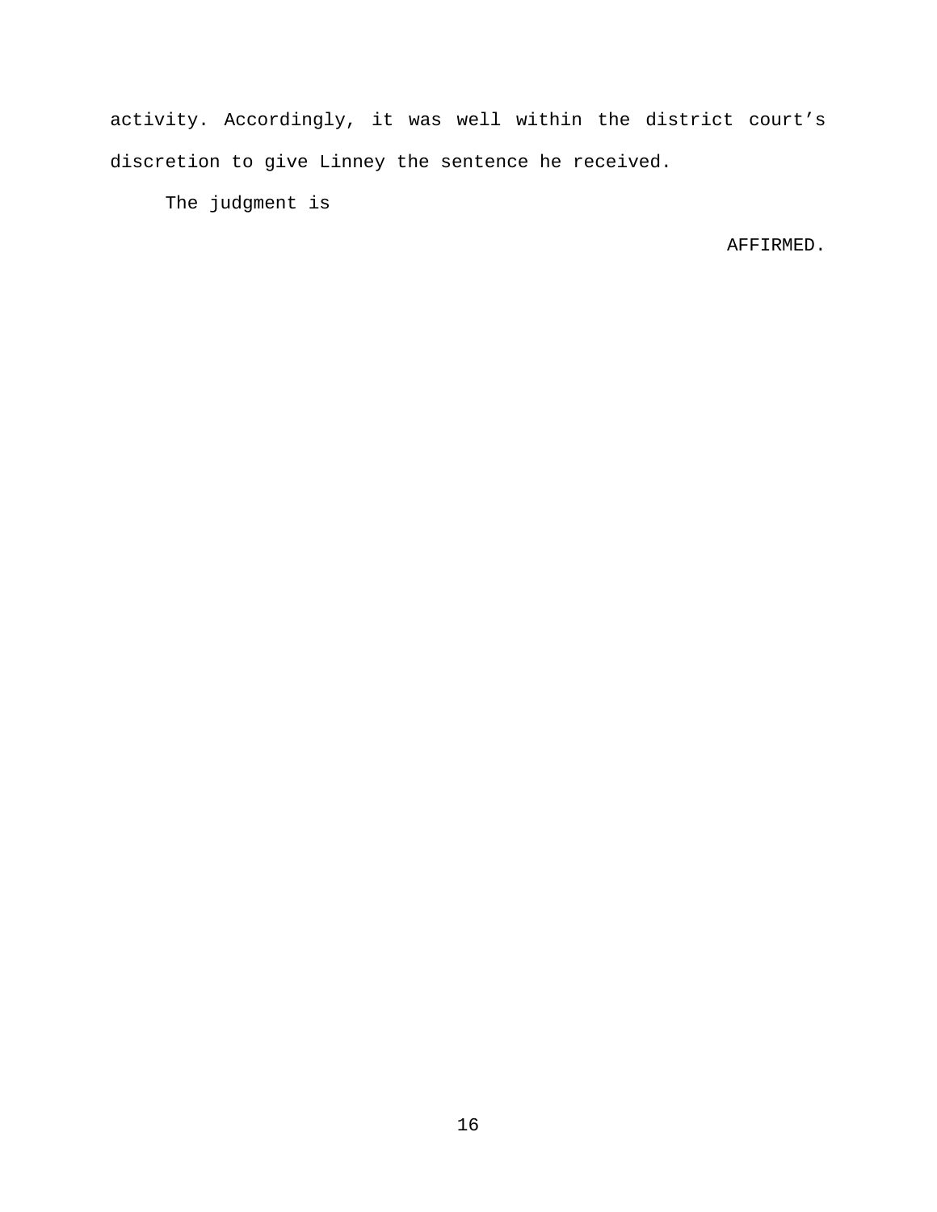activity. Accordingly, it was well within the district court's discretion to give Linney the sentence he received.

The judgment is

AFFIRMED.